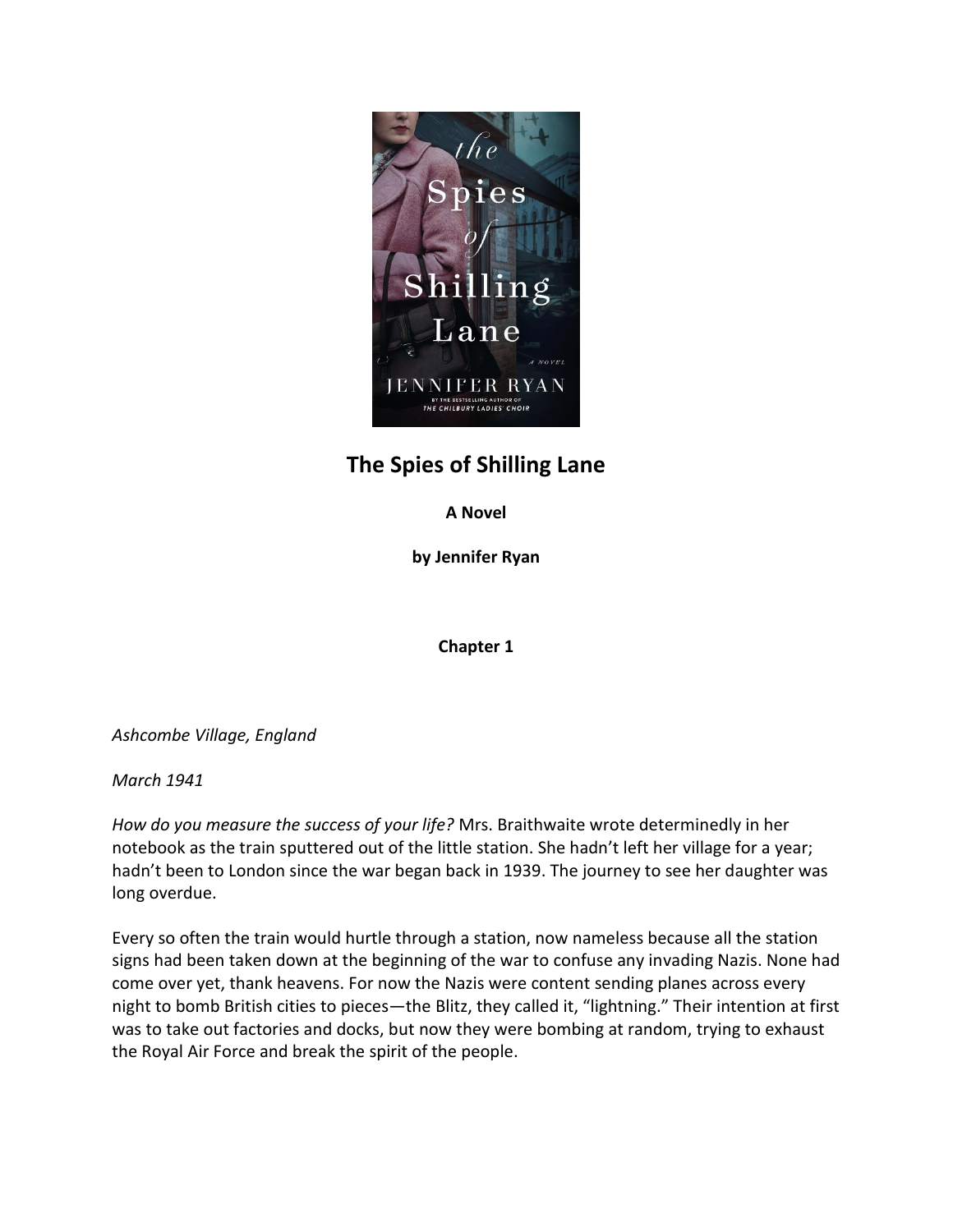# The Spies of Shilling Lane

**A Novel**

**by Jennifer Ryan**

## Chapter 1

*Ashcombe Village, England*

*March 1941*

*How do you measure the success of your life?* Mrs. Braithwaite wrote determinedly in her notebook as the train sputtered out of the little station. She hadn't left her village for a year; hadn't been to London since the war began back in 1939. The journey to see her daughter was long overdue.

Every so often the train would hurtle through a station, now nameless because all the station signs had been taken down at the beginning of the war to confuse any invading Nazis. None had come over yet, thank heavens. For now the Nazis were content sending planes across every night to bomb British cities to pieces—the Blitz, they called it, "lightning." Their intention at first was to take out factories and docks, but now they were bombing at random, trying to exhaust the Royal Air Force and break the spirit of the people.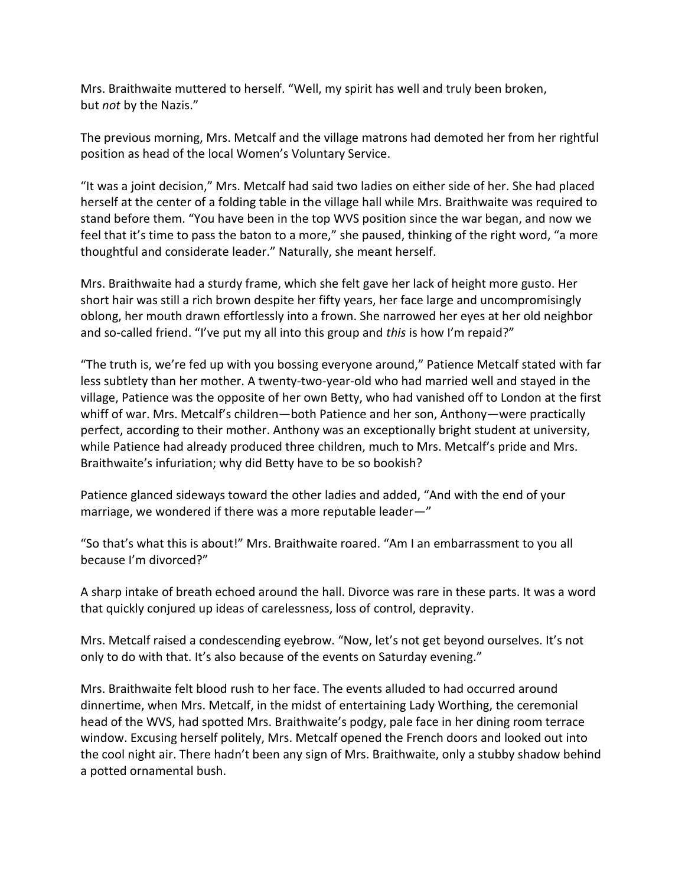Mrs. Braithwaite muttered to herself. "Well, my spirit has well and truly been broken, but *not* by the Nazis."

The previous morning, Mrs. Metcalf and the village matrons had demoted her from her rightful position as head of the local Women's Voluntary Service.

"It was a joint decision," Mrs. Metcalf had said two ladies on either side of her. She had placed herself at the center of a folding table in the village hall while Mrs. Braithwaite was required to stand before them. "You have been in the top WVS position since the war began, and now we feel that it's time to pass the baton to a more," she paused, thinking of the right word, "a more thoughtful and considerate leader." Naturally, she meant herself.

Mrs. Braithwaite had a sturdy frame, which she felt gave her lack of height more gusto. Her short hair was still a rich brown despite her fifty years, her face large and uncompromisingly oblong, her mouth drawn effortlessly into a frown. She narrowed her eyes at her old neighbor and so-called friend. "I've put my all into this group and *this* is how I'm repaid?"

"The truth is, we're fed up with you bossing everyone around," Patience Metcalf stated with far less subtlety than her mother. A twenty-two-year-old who had married well and stayed in the village, Patience was the opposite of her own Betty, who had vanished off to London at the first whiff of war. Mrs. Metcalf's children—both Patience and her son, Anthony—were practically perfect, according to their mother. Anthony was an exceptionally bright student at university, while Patience had already produced three children, much to Mrs. Metcalf's pride and Mrs. Braithwaite's infuriation; why did Betty have to be so bookish?

Patience glanced sideways toward the other ladies and added, "And with the end of your marriage, we wondered if there was a more reputable leader—"

"So that's what this is about!" Mrs. Braithwaite roared. "Am I an embarrassment to you all because I'm divorced?"

A sharp intake of breath echoed around the hall. Divorce was rare in these parts. It was a word that quickly conjured up ideas of carelessness, loss of control, depravity.

Mrs. Metcalf raised a condescending eyebrow. "Now, let's not get beyond ourselves. It's not only to do with that. It's also because of the events on Saturday evening."

Mrs. Braithwaite felt blood rush to her face. The events alluded to had occurred around dinnertime, when Mrs. Metcalf, in the midst of entertaining Lady Worthing, the ceremonial head of the WVS, had spotted Mrs. Braithwaite's podgy, pale face in her dining room terrace window. Excusing herself politely, Mrs. Metcalf opened the French doors and looked out into the cool night air. There hadn't been any sign of Mrs. Braithwaite, only a stubby shadow behind a potted ornamental bush.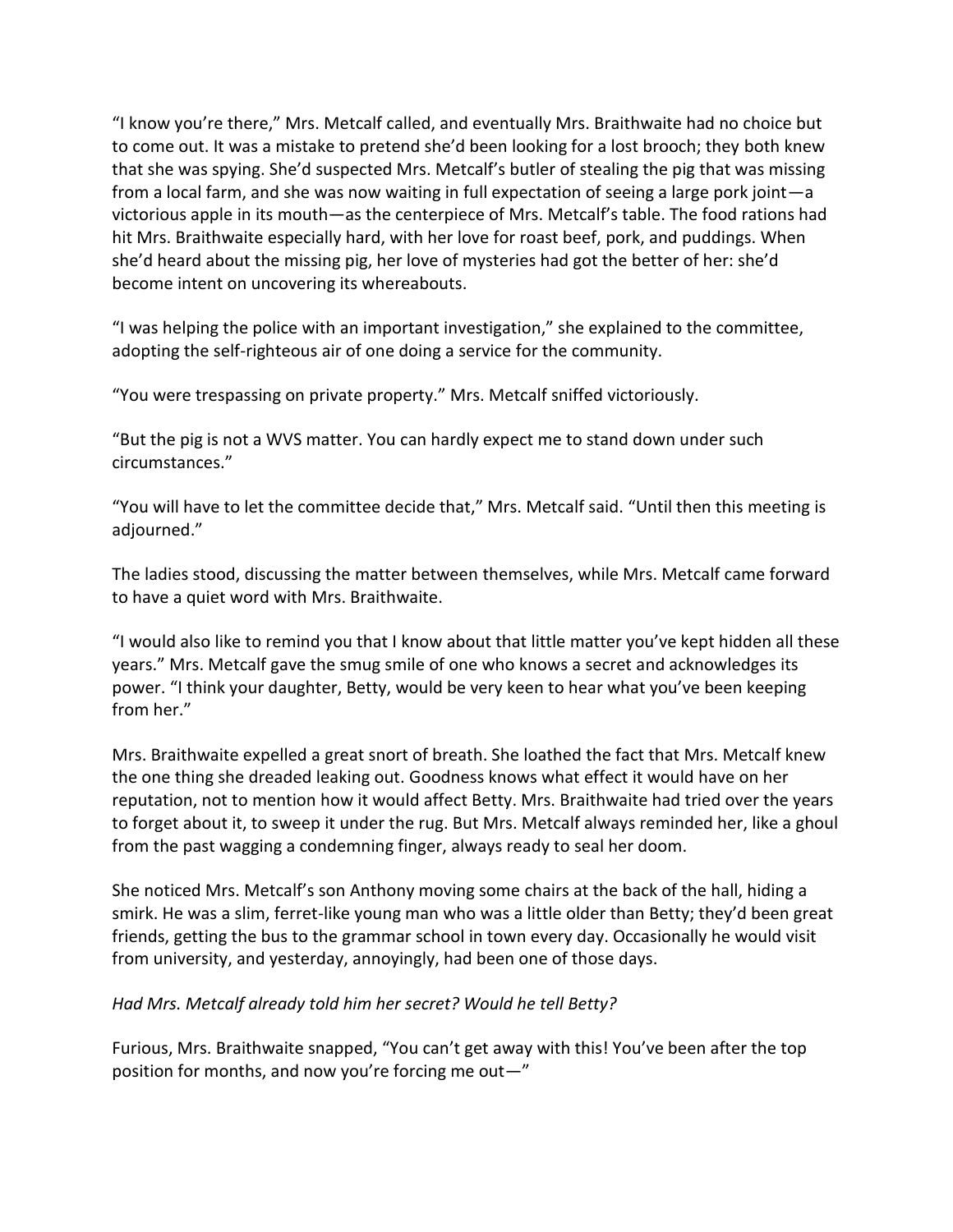"I know you're there," Mrs. Metcalf called, and eventually Mrs. Braithwaite had no choice but to come out. It was a mistake to pretend she'd been looking for a lost brooch; they both knew that she was spying. She'd suspected Mrs. Metcalf's butler of stealing the pig that was missing from a local farm, and she was now waiting in full expectation of seeing a large pork joint—a victorious apple in its mouth—as the centerpiece of Mrs. Metcalf's table. The food rations had hit Mrs. Braithwaite especially hard, with her love for roast beef, pork, and puddings. When she'd heard about the missing pig, her love of mysteries had got the better of her: she'd become intent on uncovering its whereabouts.

"I was helping the police with an important investigation," she explained to the committee, adopting the self-righteous air of one doing a service for the community.

"You were trespassing on private property." Mrs. Metcalf sniffed victoriously.

"But the pig is not a WVS matter. You can hardly expect me to stand down under such circumstances."

"You will have to let the committee decide that," Mrs. Metcalf said. "Until then this meeting is adjourned."

The ladies stood, discussing the matter between themselves, while Mrs. Metcalf came forward to have a quiet word with Mrs. Braithwaite.

"I would also like to remind you that I know about that little matter you've kept hidden all these years." Mrs. Metcalf gave the smug smile of one who knows a secret and acknowledges its power. "I think your daughter, Betty, would be very keen to hear what you've been keeping from her."

Mrs. Braithwaite expelled a great snort of breath. She loathed the fact that Mrs. Metcalf knew the one thing she dreaded leaking out. Goodness knows what effect it would have on her reputation, not to mention how it would affect Betty. Mrs. Braithwaite had tried over the years to forget about it, to sweep it under the rug. But Mrs. Metcalf always reminded her, like a ghoul from the past wagging a condemning finger, always ready to seal her doom.

She noticed Mrs. Metcalf's son Anthony moving some chairs at the back of the hall, hiding a smirk. He was a slim, ferret-like young man who was a little older than Betty; they'd been great friends, getting the bus to the grammar school in town every day. Occasionally he would visit from university, and yesterday, annoyingly, had been one of those days.

*Had Mrs. Metcalf already told him her secret? Would he tell Betty?*

Furious, Mrs. Braithwaite snapped, "You can't get away with this! You've been after the top position for months, and now you're forcing me out—"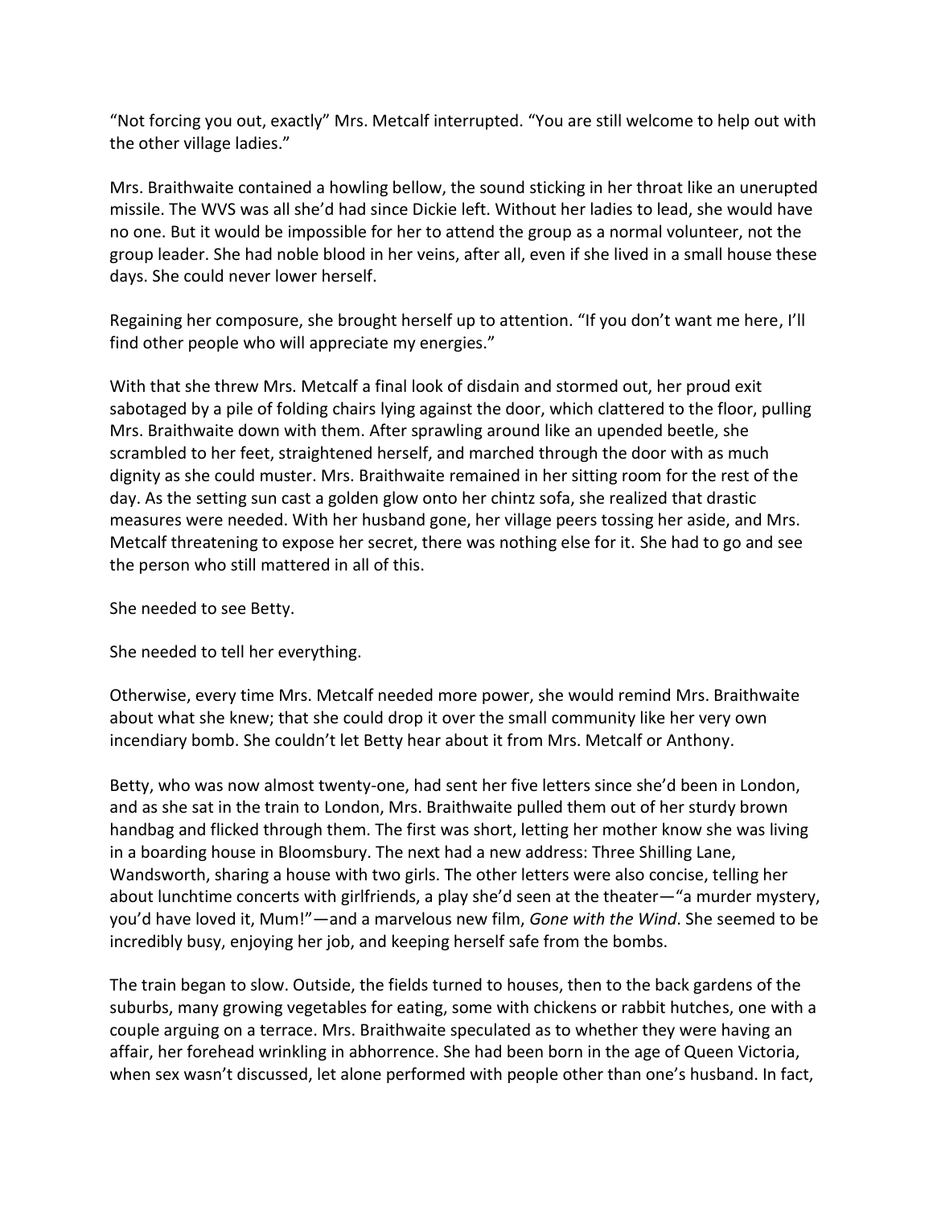"Not forcing you out, exactly" Mrs. Metcalf interrupted. "You are still welcome to help out with the other village ladies."

Mrs. Braithwaite contained a howling bellow, the sound sticking in her throat like an unerupted missile. The WVS was all she'd had since Dickie left. Without her ladies to lead, she would have no one. But it would be impossible for her to attend the group as a normal volunteer, not the group leader. She had noble blood in her veins, after all, even if she lived in a small house these days. She could never lower herself.

Regaining her composure, she brought herself up to attention. "If you don't want me here, I'll find other people who will appreciate my energies."

With that she threw Mrs. Metcalf a final look of disdain and stormed out, her proud exit sabotaged by a pile of folding chairs lying against the door, which clattered to the floor, pulling Mrs. Braithwaite down with them. After sprawling around like an upended beetle, she scrambled to her feet, straightened herself, and marched through the door with as much dignity as she could muster. Mrs. Braithwaite remained in her sitting room for the rest of the day. As the setting sun cast a golden glow onto her chintz sofa, she realized that drastic measures were needed. With her husband gone, her village peers tossing her aside, and Mrs. Metcalf threatening to expose her secret, there was nothing else for it. She had to go and see the person who still mattered in all of this.

She needed to see Betty.

She needed to tell her everything.

Otherwise, every time Mrs. Metcalf needed more power, she would remind Mrs. Braithwaite about what she knew; that she could drop it over the small community like her very own incendiary bomb. She couldn't let Betty hear about it from Mrs. Metcalf or Anthony.

Betty, who was now almost twenty-one, had sent her five letters since she'd been in London, and as she sat in the train to London, Mrs. Braithwaite pulled them out of her sturdy brown handbag and flicked through them. The first was short, letting her mother know she was living in a boarding house in Bloomsbury. The next had a new address: Three Shilling Lane, Wandsworth, sharing a house with two girls. The other letters were also concise, telling her about lunchtime concerts with girlfriends, a play she'd seen at the theater—"a murder mystery, you'd have loved it, Mum!"—and a marvelous new film, *Gone with the Wind*. She seemed to be incredibly busy, enjoying her job, and keeping herself safe from the bombs.

The train began to slow. Outside, the fields turned to houses, then to the back gardens of the suburbs, many growing vegetables for eating, some with chickens or rabbit hutches, one with a couple arguing on a terrace. Mrs. Braithwaite speculated as to whether they were having an affair, her forehead wrinkling in abhorrence. She had been born in the age of Queen Victoria, when sex wasn't discussed, let alone performed with people other than one's husband. In fact,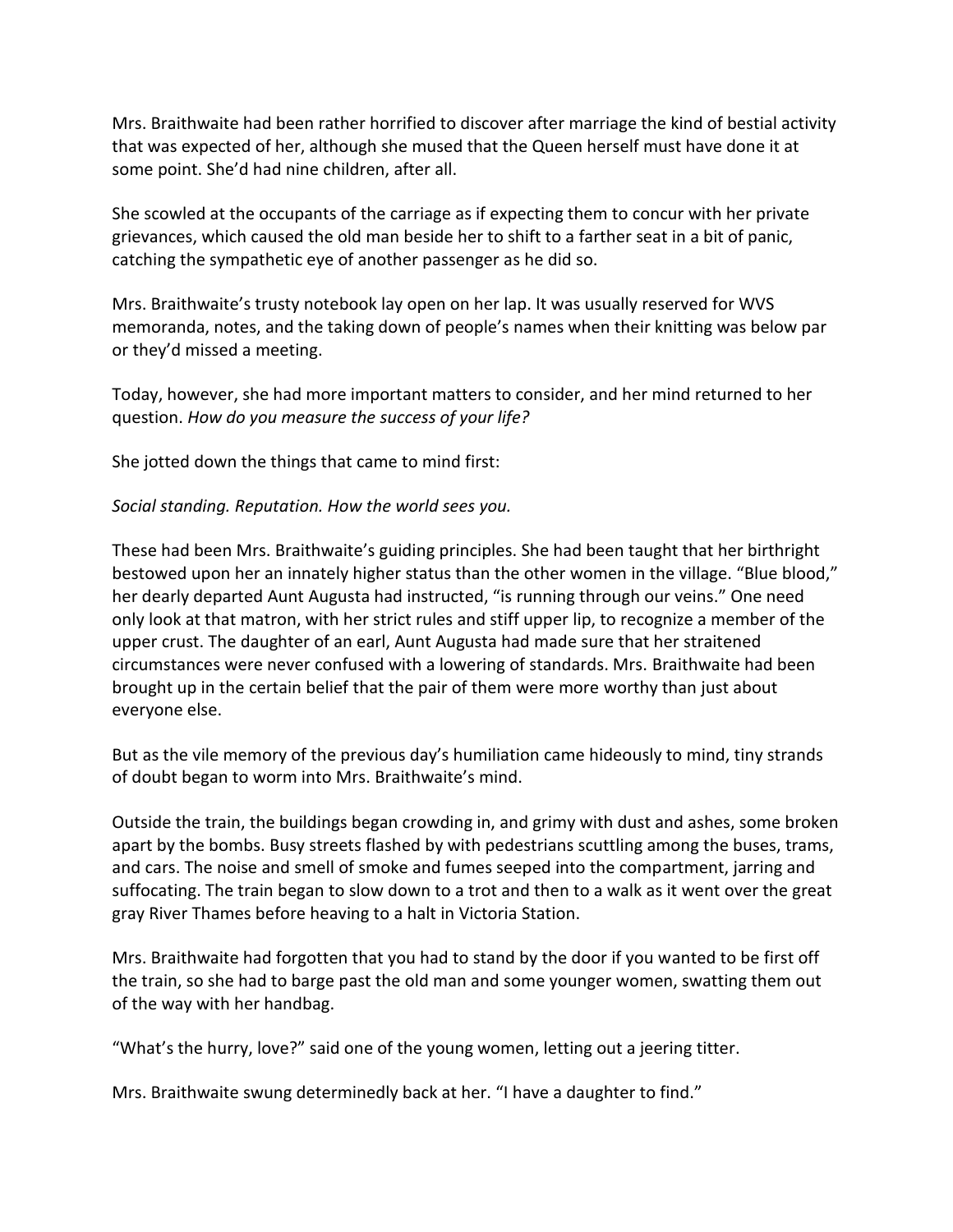Mrs. Braithwaite had been rather horrified to discover after marriage the kind of bestial activity that was expected of her, although she mused that the Queen herself must have done it at some point. She'd had nine children, after all.

She scowled at the occupants of the carriage as if expecting them to concur with her private grievances, which caused the old man beside her to shift to a farther seat in a bit of panic, catching the sympathetic eye of another passenger as he did so.

Mrs. Braithwaite's trusty notebook lay open on her lap. It was usually reserved for WVS memoranda, notes, and the taking down of people's names when their knitting was below par or they'd missed a meeting.

Today, however, she had more important matters to consider, and her mind returned to her question. *How do you measure the success of your life?*

She jotted down the things that came to mind first:

*Social standing. Reputation. How the world sees you.*

These had been Mrs. Braithwaite's guiding principles. She had been taught that her birthright bestowed upon her an innately higher status than the other women in the village. "Blue blood," her dearly departed Aunt Augusta had instructed, "is running through our veins." One need only look at that matron, with her strict rules and stiff upper lip, to recognize a member of the upper crust. The daughter of an earl, Aunt Augusta had made sure that her straitened circumstances were never confused with a lowering of standards. Mrs. Braithwaite had been brought up in the certain belief that the pair of them were more worthy than just about everyone else.

But as the vile memory of the previous day's humiliation came hideously to mind, tiny strands of doubt began to worm into Mrs. Braithwaite's mind.

Outside the train, the buildings began crowding in, and grimy with dust and ashes, some broken apart by the bombs. Busy streets flashed by with pedestrians scuttling among the buses, trams, and cars. The noise and smell of smoke and fumes seeped into the compartment, jarring and suffocating. The train began to slow down to a trot and then to a walk as it went over the great gray River Thames before heaving to a halt in Victoria Station.

Mrs. Braithwaite had forgotten that you had to stand by the door if you wanted to be first off the train, so she had to barge past the old man and some younger women, swatting them out of the way with her handbag.

"What's the hurry, love?" said one of the young women, letting out a jeering titter.

Mrs. Braithwaite swung determinedly back at her. "I have a daughter to find."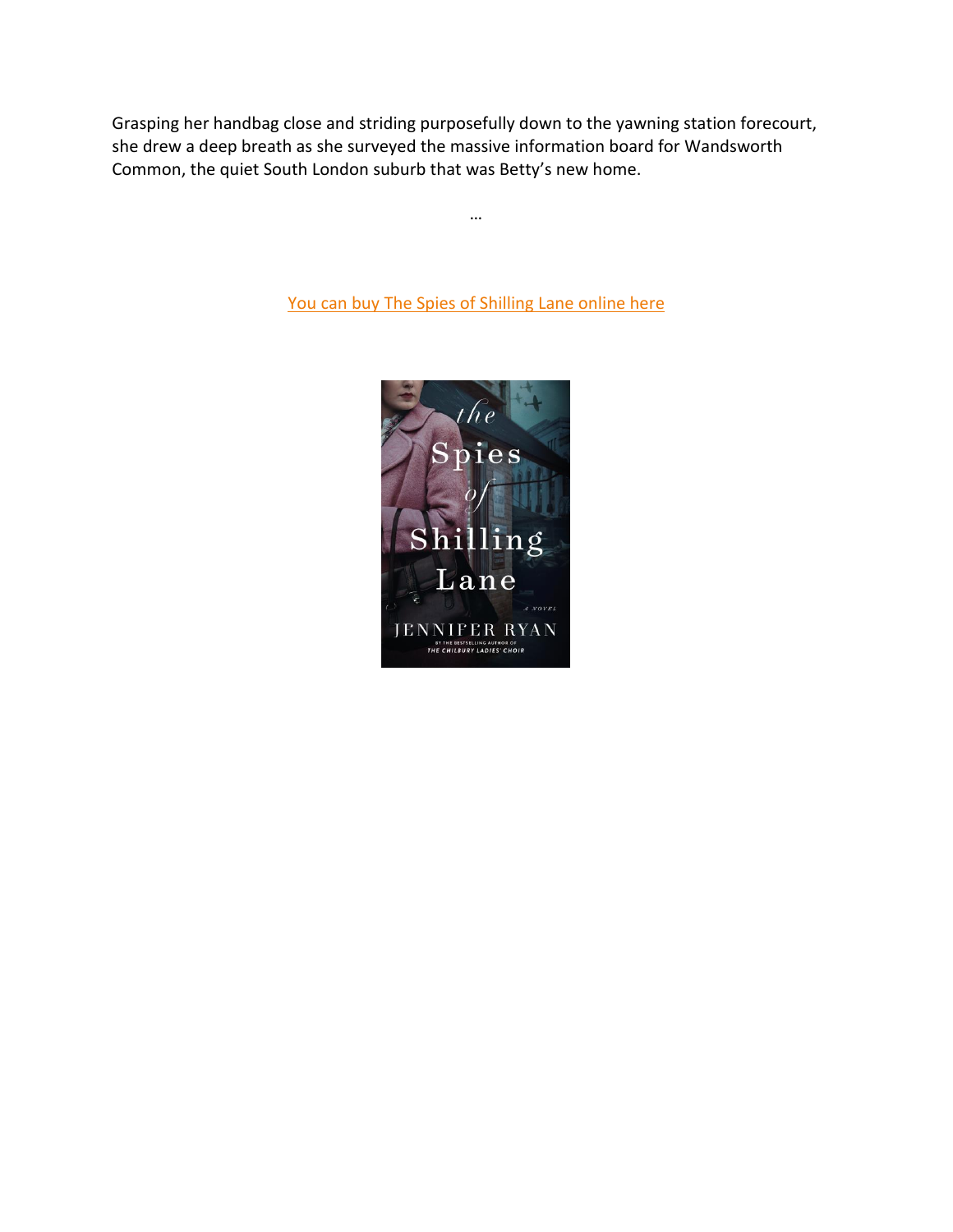Grasping her handbag close and striding purposefully down to the yawning station forecourt, she drew a deep breath as she surveyed the massive information board for Wandsworth Common, the quiet South London suburb that was Betty's new home.

…

You can buy The Spies of Shilling Lane online here